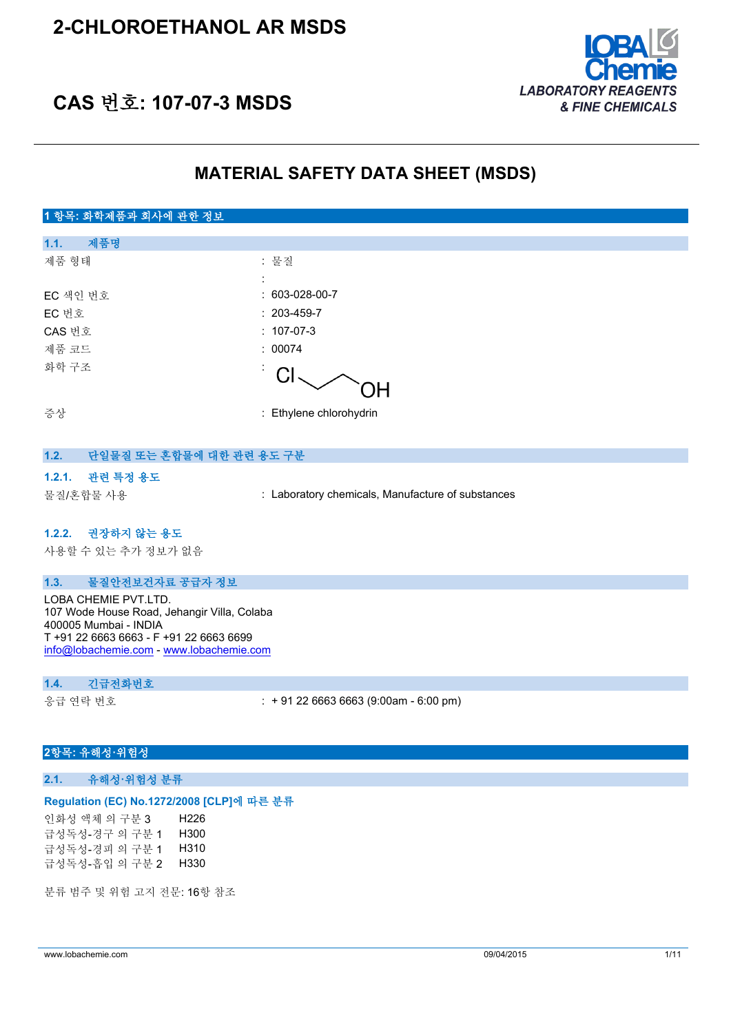# 2-CHLOROETHANOL AR MSDS

## CAS 번호: 107-07-3 MSDS

LABORATORY REAGENTS & FINE CHEMICALS

## MATERIAL SAFETY DATA SHEET (MSDS)

### 1 항목: 화학제품과 회사에 관한 정보

#### 1.1. 제품명

| | |
|---|---|
| 제품 형태 | : 물질 |
| | : |
| EC 색인 번호 | : 603-028-00-7 |
| EC 번호 | : 203-459-7 |
| CAS 번호 | : 107-07-3 |
| 제품 코드 | : 00074 |
| 화학 구조 | : Cl–CH₂–CH₂–OH |
| 증상 | : Ethylene chlorohydrin |

#### 1.2. 단일물질 또는 혼합물에 대한 관련 용도 구분

##### 1.2.1. 관련 특정 용도

| | |
|---|---|
| 물질/혼합물 사용 | : Laboratory chemicals, Manufacture of substances |

##### 1.2.2. 권장하지 않는 용도

사용할 수 있는 추가 정보가 없음

#### 1.3. 물질안전보건자료 공급자 정보

LOBA CHEMIE PVT.LTD.
107 Wode House Road, Jehangir Villa, Colaba
400005 Mumbai - INDIA
T +91 22 6663 6663 - F +91 22 6663 6699
info@lobachemie.com - www.lobachemie.com

#### 1.4. 긴급전화번호

| | |
|---|---|
| 응급 연락 번호 | : + 91 22 6663 6663 (9:00am - 6:00 pm) |

### 2항목: 유해성·위험성

#### 2.1. 유해성·위험성 분류

**Regulation (EC) No.1272/2008 [CLP]에 따른 분류**

| | |
|---|---|
| 인화성 액체 의 구분 3 | H226 |
| 급성독성-경구 의 구분 1 | H300 |
| 급성독성-경피 의 구분 1 | H310 |
| 급성독성-흡입 의 구분 2 | H330 |

분류 범주 및 위험 고지 전문: 16항 참조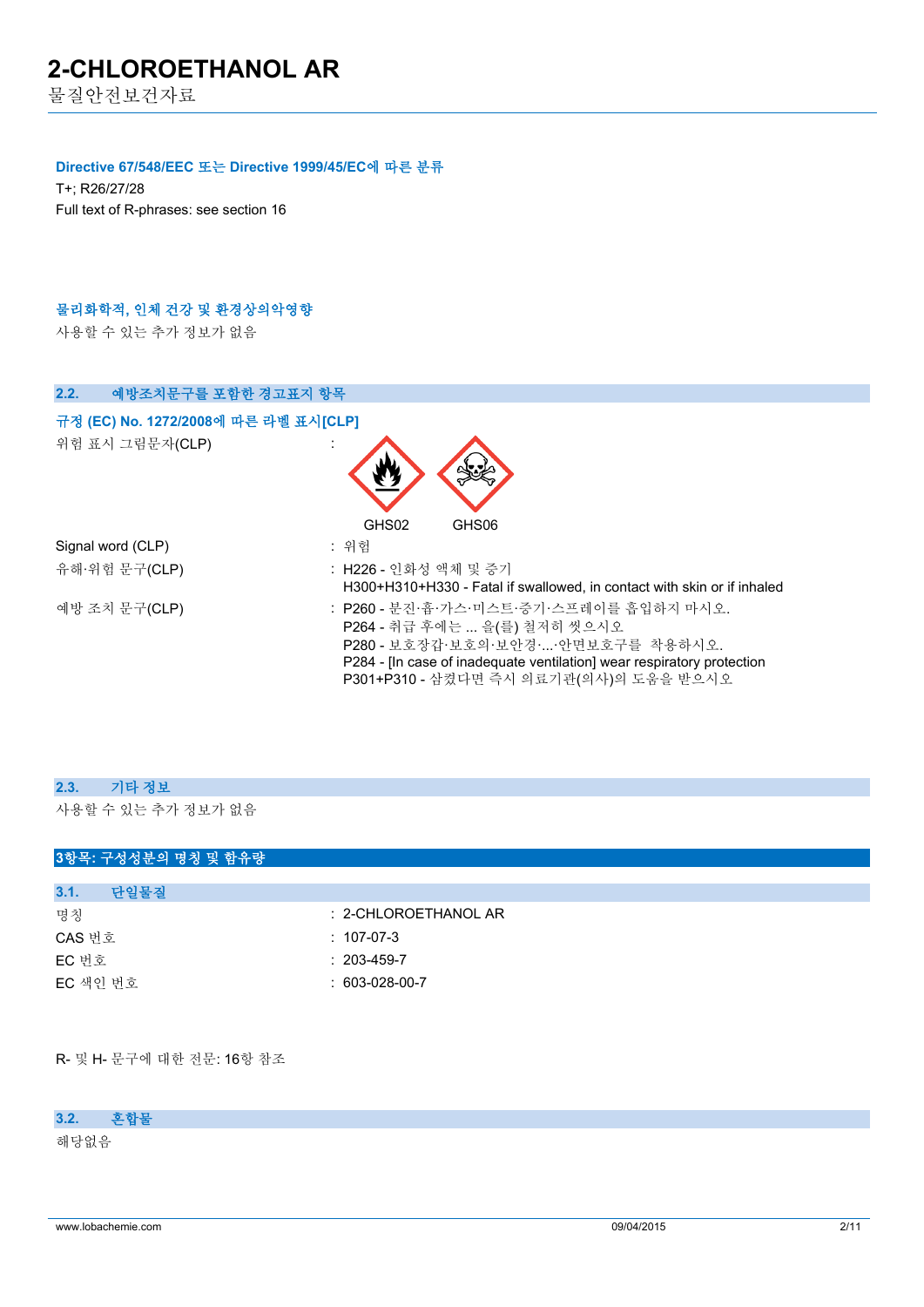### Directive 67/548/EEC 또는 Directive 1999/45/EC에 따른 분류

T+; R26/27/28

Full text of R-phrases: see section 16

### 물리화학적, 인체 건강 및 환경상의악영향

사용할 수 있는 추가 정보가 없음

## 2.2. 예방조치문구를 포함한 경고표지 항목

### 규정 (EC) No. 1272/2008에 따른 라벨 표시[CLP]

| | |
|---|---|
| 위험 표시 그림문자(CLP) | : GHS02 GHS06 |
| Signal word (CLP) | : 위험 |
| 유해·위험 문구(CLP) | : H226 - 인화성 액체 및 증기<br>H300+H310+H330 - Fatal if swallowed, in contact with skin or if inhaled |
| 예방 조치 문구(CLP) | : P260 - 분진·흄·가스·미스트·증기·스프레이를 흡입하지 마시오.<br>P264 - 취급 후에는 ... 을(를) 철저히 씻으시오<br>P280 - 보호장갑·보호의·보안경·...·안면보호구를 착용하시오.<br>P284 - [In case of inadequate ventilation] wear respiratory protection<br>P301+P310 - 삼켰다면 즉시 의료기관(의사)의 도움을 받으시오 |

## 2.3. 기타 정보

사용할 수 있는 추가 정보가 없음

# 3항목: 구성성분의 명칭 및 함유량

## 3.1. 단일물질

| | |
|---|---|
| 명칭 | : 2-CHLOROETHANOL AR |
| CAS 번호 | : 107-07-3 |
| EC 번호 | : 203-459-7 |
| EC 색인 번호 | : 603-028-00-7 |

R- 및 H- 문구에 대한 전문: 16항 참조

## 3.2. 혼합물

해당없음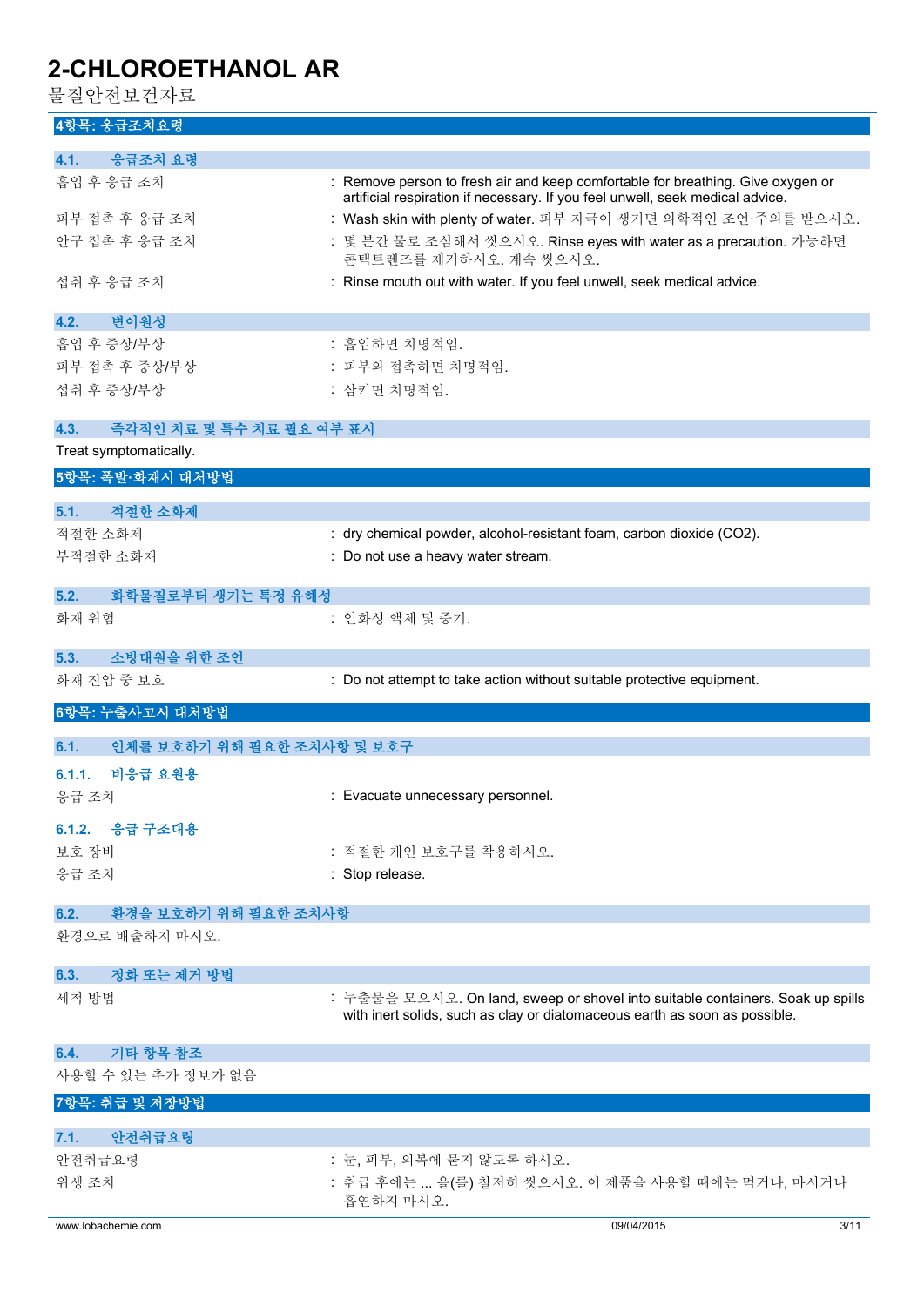## 4항목: 응급조치요령

### 4.1. 응급조치 요령

흡입 후 응급 조치 : Remove person to fresh air and keep comfortable for breathing. Give oxygen or artificial respiration if necessary. If you feel unwell, seek medical advice.

피부 접촉 후 응급 조치 : Wash skin with plenty of water. 피부 자극이 생기면 의학적인 조언·주의를 받으시오.

안구 접촉 후 응급 조치 : 몇 분간 물로 조심해서 씻으시오. Rinse eyes with water as a precaution. 가능하면 콘택트렌즈를 제거하시오. 계속 씻으시오.

섭취 후 응급 조치 : Rinse mouth out with water. If you feel unwell, seek medical advice.

### 4.2. 변이원성

흡입 후 증상/부상 : 흡입하면 치명적임.

피부 접촉 후 증상/부상 : 피부와 접촉하면 치명적임.

섭취 후 증상/부상 : 삼키면 치명적임.

### 4.3. 즉각적인 치료 및 특수 치료 필요 여부 표시

Treat symptomatically.

## 5항목: 폭발·화재시 대처방법

### 5.1. 적절한 소화제

적절한 소화제 : dry chemical powder, alcohol-resistant foam, carbon dioxide ($CO_2$).

부적절한 소화재 : Do not use a heavy water stream.

### 5.2. 화학물질로부터 생기는 특정 유해성

화재 위험 : 인화성 액체 및 증기.

### 5.3. 소방대원을 위한 조언

화재 진압 중 보호 : Do not attempt to take action without suitable protective equipment.

## 6항목: 누출사고시 대처방법

### 6.1. 인체를 보호하기 위해 필요한 조치사항 및 보호구

#### 6.1.1. 비응급 요원용

응급 조치 : Evacuate unnecessary personnel.

#### 6.1.2. 응급 구조대용

보호 장비 : 적절한 개인 보호구를 착용하시오.

응급 조치 : Stop release.

### 6.2. 환경을 보호하기 위해 필요한 조치사항

환경으로 배출하지 마시오.

### 6.3. 정화 또는 제거 방법

세척 방법 : 누출물을 모으시오. On land, sweep or shovel into suitable containers. Soak up spills with inert solids, such as clay or diatomaceous earth as soon as possible.

### 6.4. 기타 항목 참조

사용할 수 있는 추가 정보가 없음

## 7항목: 취급 및 저장방법

### 7.1. 안전취급요령

안전취급요령 : 눈, 피부, 의복에 묻지 않도록 하시오.

위생 조치 : 취급 후에는 ... 을(를) 철저히 씻으시오. 이 제품을 사용할 때에는 먹거나, 마시거나 흡연하지 마시오.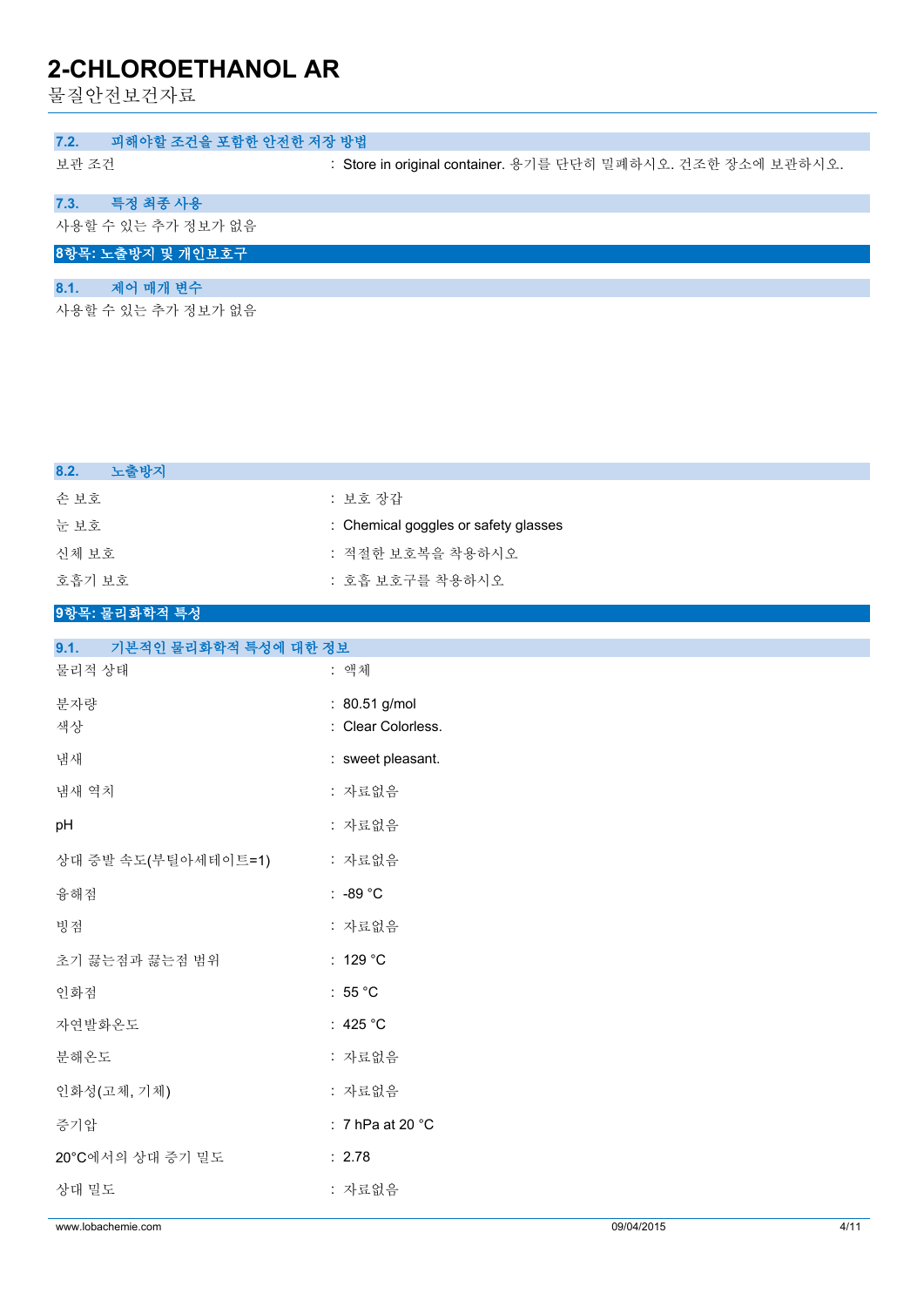### 7.2. 피해야할 조건을 포함한 안전한 저장 방법

보관 조건 : Store in original container. 용기를 단단히 밀폐하시오. 건조한 장소에 보관하시오.

### 7.3. 특정 최종 사용

사용할 수 있는 추가 정보가 없음

## 8항목: 노출방지 및 개인보호구

### 8.1. 제어 매개 변수

사용할 수 있는 추가 정보가 없음

### 8.2. 노출방지

| | |
|---|---|
| 손 보호 | : 보호 장갑 |
| 눈 보호 | : Chemical goggles or safety glasses |
| 신체 보호 | : 적절한 보호복을 착용하시오 |
| 호흡기 보호 | : 호흡 보호구를 착용하시오 |

## 9항목: 물리화학적 특성

### 9.1. 기본적인 물리화학적 특성에 대한 정보

| | |
|---|---|
| 물리적 상태 | : 액체 |
| 분자량 | : 80.51 g/mol |
| 색상 | : Clear Colorless. |
| 냄새 | : sweet pleasant. |
| 냄새 역치 | : 자료없음 |
| pH | : 자료없음 |
| 상대 증발 속도(부틸아세테이트=1) | : 자료없음 |
| 융해점 | : -89 °C |
| 빙점 | : 자료없음 |
| 초기 끓는점과 끓는점 범위 | : 129 °C |
| 인화점 | : 55 °C |
| 자연발화온도 | : 425 °C |
| 분해온도 | : 자료없음 |
| 인화성(고체, 기체) | : 자료없음 |
| 증기압 | : 7 hPa at 20 °C |
| 20°C에서의 상대 증기 밀도 | : 2.78 |
| 상대 밀도 | : 자료없음 |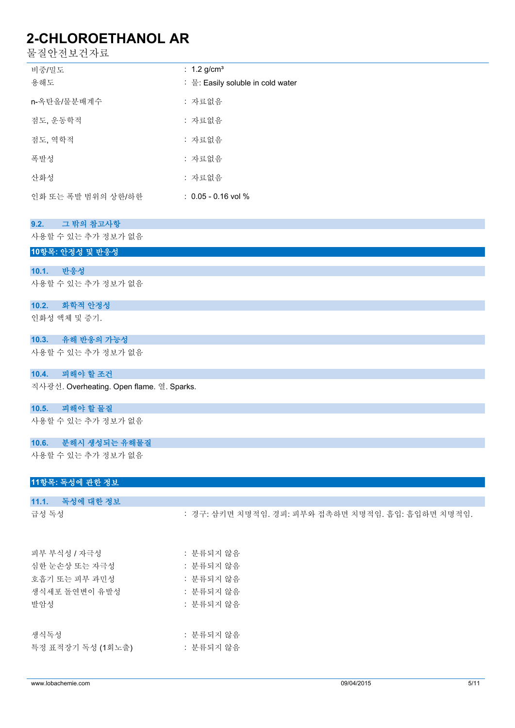| | |
|---|---|
| 비중/밀도 | : 1.2 g/cm³ |
| 용해도 | : 물: Easily soluble in cold water |
| n-옥탄올/물분배계수 | : 자료없음 |
| 점도, 운동학적 | : 자료없음 |
| 점도, 역학적 | : 자료없음 |
| 폭발성 | : 자료없음 |
| 산화성 | : 자료없음 |
| 인화 또는 폭발 범위의 상한/하한 | : 0.05 - 0.16 vol % |

### 9.2. 그 밖의 참고사항

사용할 수 있는 추가 정보가 없음

## 10항목: 안정성 및 반응성

### 10.1. 반응성

사용할 수 있는 추가 정보가 없음

### 10.2. 화학적 안정성

인화성 액체 및 증기.

### 10.3. 유해 반응의 가능성

사용할 수 있는 추가 정보가 없음

### 10.4. 피해야 할 조건

직사광선. Overheating. Open flame. 열. Sparks.

### 10.5. 피해야 할 물질

사용할 수 있는 추가 정보가 없음

### 10.6. 분해시 생성되는 유해물질

사용할 수 있는 추가 정보가 없음

## 11항목: 독성에 관한 정보

### 11.1. 독성에 대한 정보

| | |
|---|---|
| 급성 독성 | : 경구: 삼키면 치명적임. 경피: 피부와 접촉하면 치명적임. 흡입: 흡입하면 치명적임. |
| 피부 부식성 / 자극성 | : 분류되지 않음 |
| 심한 눈손상 또는 자극성 | : 분류되지 않음 |
| 호흡기 또는 피부 과민성 | : 분류되지 않음 |
| 생식세포 돌연변이 유발성 | : 분류되지 않음 |
| 발암성 | : 분류되지 않음 |
| 생식독성 | : 분류되지 않음 |
| 특정 표적장기 독성 (1회노출) | : 분류되지 않음 |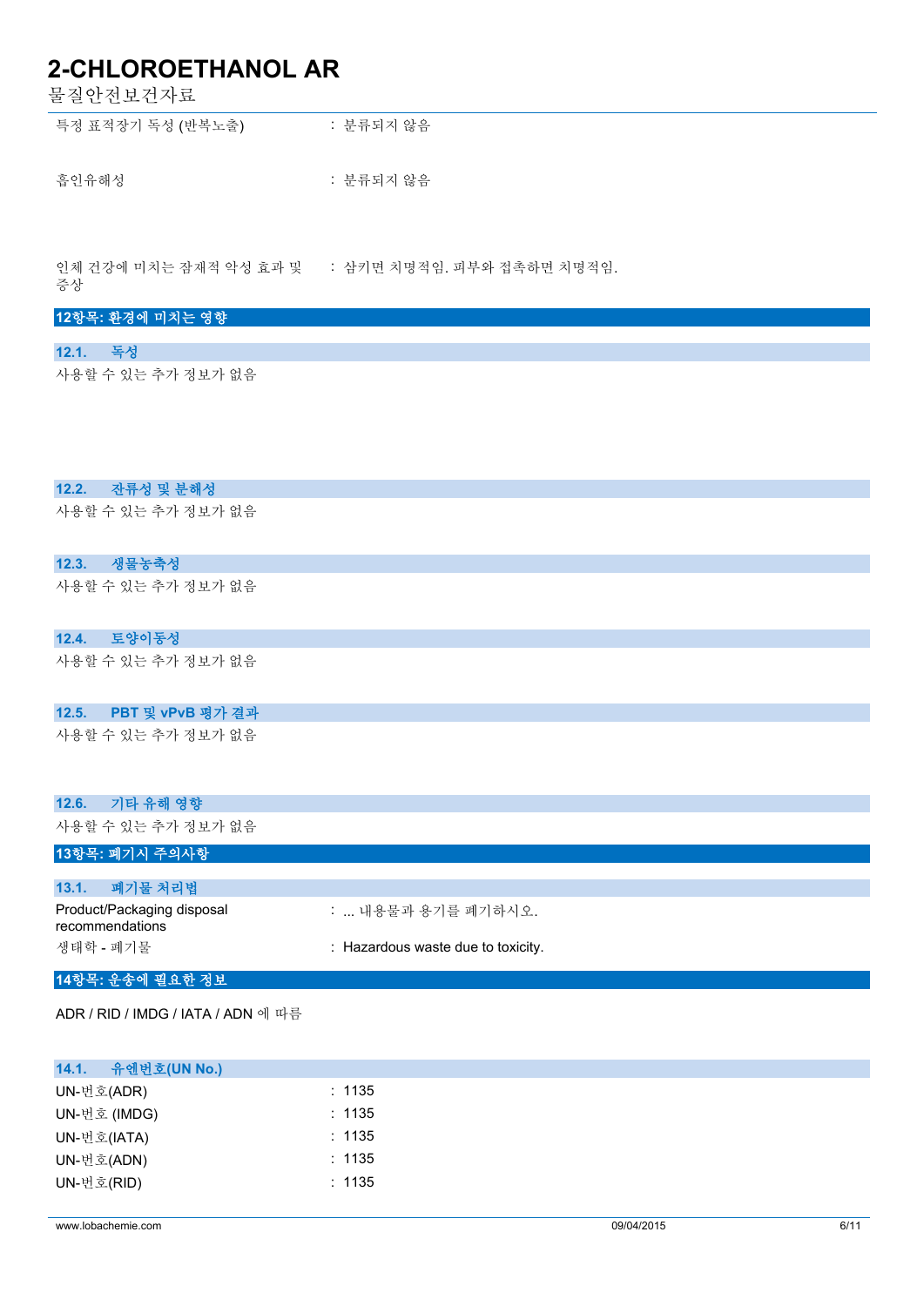| | |
|---|---|
| 특정 표적장기 독성 (반복노출) | : 분류되지 않음 |
| 흡인유해성 | : 분류되지 않음 |
| 인체 건강에 미치는 잠재적 악성 효과 및 증상 | : 삼키면 치명적임. 피부와 접촉하면 치명적임. |

## 12항목: 환경에 미치는 영향

### 12.1. 독성

사용할 수 있는 추가 정보가 없음

### 12.2. 잔류성 및 분해성

사용할 수 있는 추가 정보가 없음

### 12.3. 생물농축성

사용할 수 있는 추가 정보가 없음

### 12.4. 토양이동성

사용할 수 있는 추가 정보가 없음

### 12.5. PBT 및 vPvB 평가 결과

사용할 수 있는 추가 정보가 없음

### 12.6. 기타 유해 영향

사용할 수 있는 추가 정보가 없음

## 13항목: 폐기시 주의사항

### 13.1. 폐기물 처리법

| | |
|---|---|
| Product/Packaging disposal recommendations | : ... 내용물과 용기를 폐기하시오. |
| 생태학 - 폐기물 | : Hazardous waste due to toxicity. |

## 14항목: 운송에 필요한 정보

ADR / RID / IMDG / IATA / ADN 에 따름

### 14.1. 유엔번호(UN No.)

| | |
|---|---|
| UN-번호(ADR) | : 1135 |
| UN-번호 (IMDG) | : 1135 |
| UN-번호(IATA) | : 1135 |
| UN-번호(ADN) | : 1135 |
| UN-번호(RID) | : 1135 |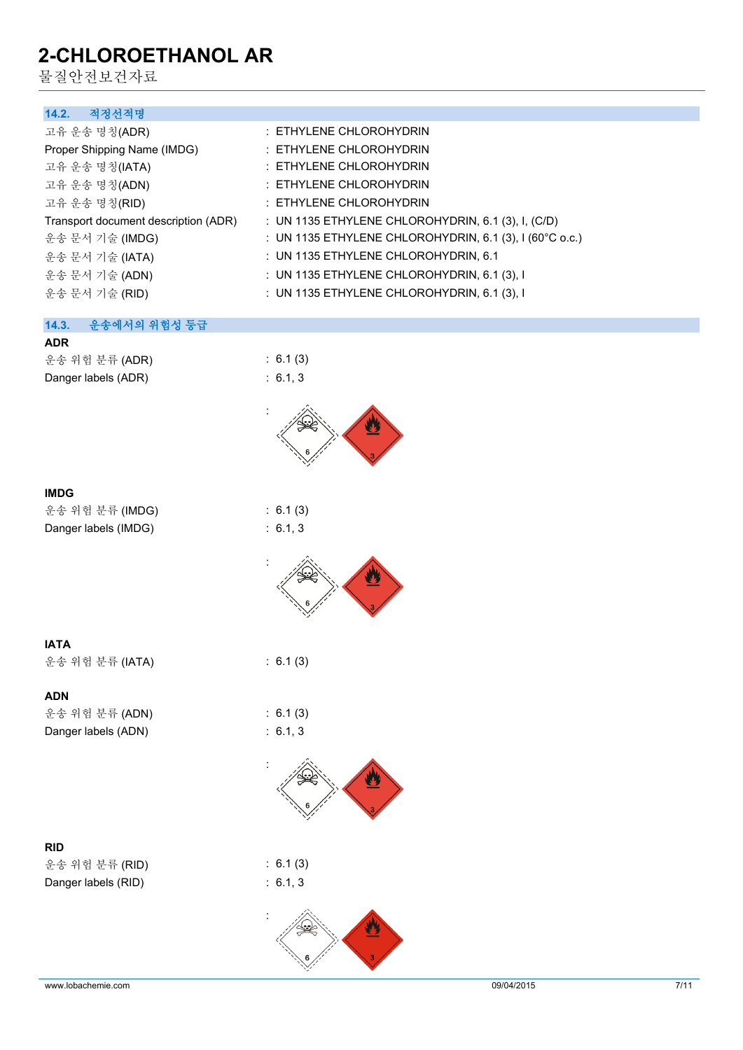### 14.2. 적정선적명

| | |
|---|---|
| 고유 운송 명칭(ADR) | : ETHYLENE CHLOROHYDRIN |
| Proper Shipping Name (IMDG) | : ETHYLENE CHLOROHYDRIN |
| 고유 운송 명칭(IATA) | : ETHYLENE CHLOROHYDRIN |
| 고유 운송 명칭(ADN) | : ETHYLENE CHLOROHYDRIN |
| 고유 운송 명칭(RID) | : ETHYLENE CHLOROHYDRIN |
| Transport document description (ADR) | : UN 1135 ETHYLENE CHLOROHYDRIN, 6.1 (3), I, (C/D) |
| 운송 문서 기술 (IMDG) | : UN 1135 ETHYLENE CHLOROHYDRIN, 6.1 (3), I (60°C o.c.) |
| 운송 문서 기술 (IATA) | : UN 1135 ETHYLENE CHLOROHYDRIN, 6.1 |
| 운송 문서 기술 (ADN) | : UN 1135 ETHYLENE CHLOROHYDRIN, 6.1 (3), I |
| 운송 문서 기술 (RID) | : UN 1135 ETHYLENE CHLOROHYDRIN, 6.1 (3), I |

### 14.3. 운송에서의 위험성 등급

**ADR**

| | |
|---|---|
| 운송 위험 분류 (ADR) | : 6.1 (3) |
| Danger labels (ADR) | : 6.1, 3 |

**IMDG**

| | |
|---|---|
| 운송 위험 분류 (IMDG) | : 6.1 (3) |
| Danger labels (IMDG) | : 6.1, 3 |

**IATA**

| | |
|---|---|
| 운송 위험 분류 (IATA) | : 6.1 (3) |

**ADN**

| | |
|---|---|
| 운송 위험 분류 (ADN) | : 6.1 (3) |
| Danger labels (ADN) | : 6.1, 3 |

**RID**

| | |
|---|---|
| 운송 위험 분류 (RID) | : 6.1 (3) |
| Danger labels (RID) | : 6.1, 3 |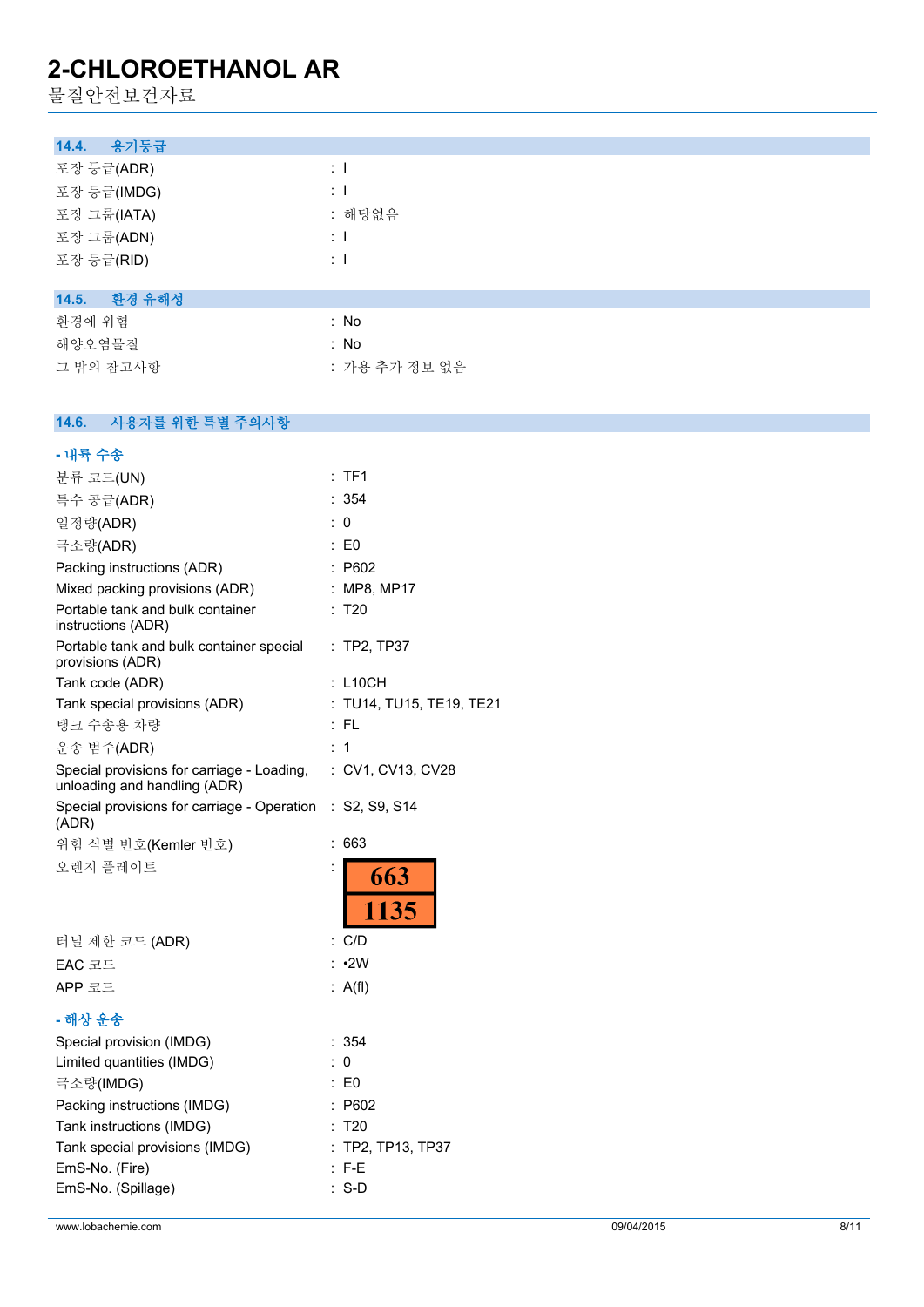### 14.4. 용기등급

| | |
|---|---|
| 포장 등급(ADR) | : I |
| 포장 등급(IMDG) | : I |
| 포장 그룹(IATA) | : 해당없음 |
| 포장 그룹(ADN) | : I |
| 포장 등급(RID) | : I |

### 14.5. 환경 유해성

| | |
|---|---|
| 환경에 위험 | : No |
| 해양오염물질 | : No |
| 그 밖의 참고사항 | : 가용 추가 정보 없음 |

### 14.6. 사용자를 위한 특별 주의사항

**- 내륙 수송**

| | |
|---|---|
| 분류 코드(UN) | : TF1 |
| 특수 공급(ADR) | : 354 |
| 일정량(ADR) | : 0 |
| 극소량(ADR) | : E0 |
| Packing instructions (ADR) | : P602 |
| Mixed packing provisions (ADR) | : MP8, MP17 |
| Portable tank and bulk container instructions (ADR) | : T20 |
| Portable tank and bulk container special provisions (ADR) | : TP2, TP37 |
| Tank code (ADR) | : L10CH |
| Tank special provisions (ADR) | : TU14, TU15, TE19, TE21 |
| 탱크 수송용 차량 | : FL |
| 운송 범주(ADR) | : 1 |
| Special provisions for carriage - Loading, unloading and handling (ADR) | : CV1, CV13, CV28 |
| Special provisions for carriage - Operation (ADR) | : S2, S9, S14 |
| 위험 식별 번호(Kemler 번호) | : 663 |
| 오렌지 플레이트 | : 663 / 1135 |
| 터널 제한 코드 (ADR) | : C/D |
| EAC 코드 | : •2W |
| APP 코드 | : A(fl) |

**- 해상 운송**

| | |
|---|---|
| Special provision (IMDG) | : 354 |
| Limited quantities (IMDG) | : 0 |
| 극소량(IMDG) | : E0 |
| Packing instructions (IMDG) | : P602 |
| Tank instructions (IMDG) | : T20 |
| Tank special provisions (IMDG) | : TP2, TP13, TP37 |
| EmS-No. (Fire) | : F-E |
| EmS-No. (Spillage) | : S-D |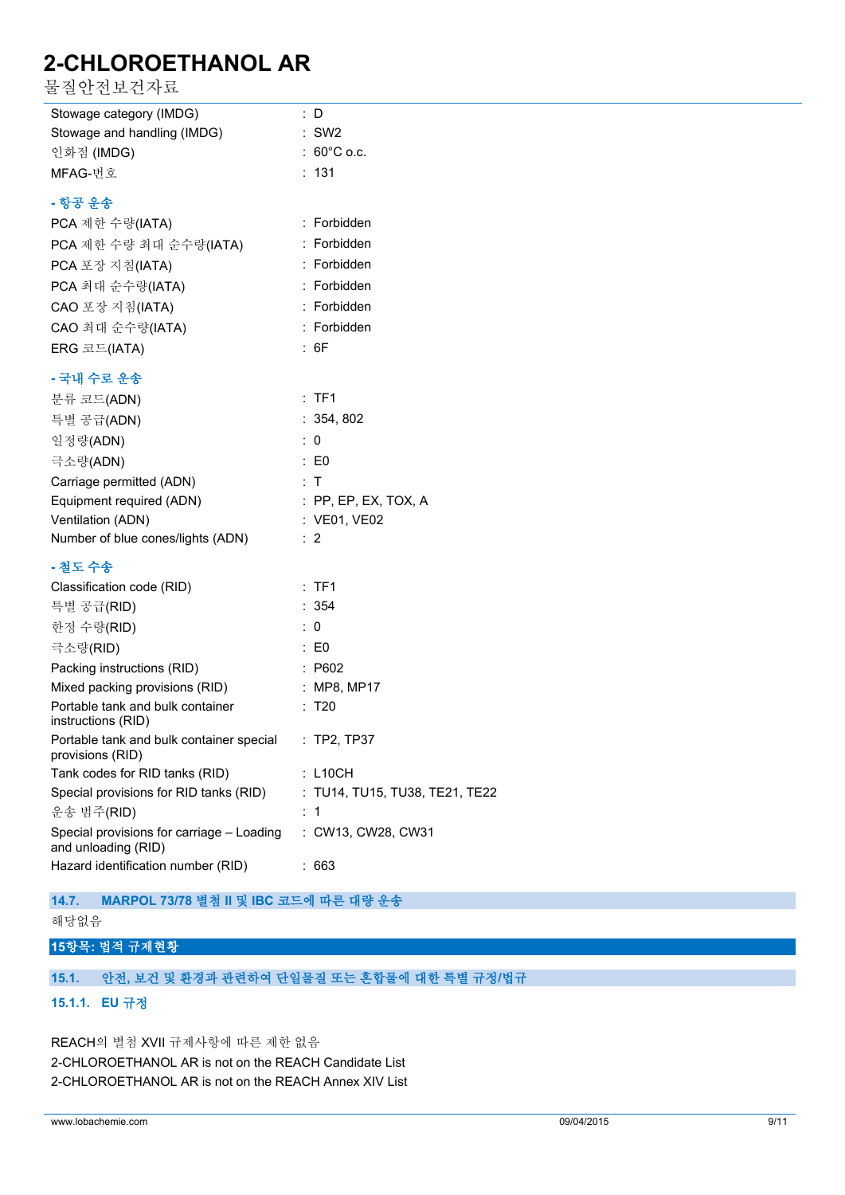| | |
|---|---|
| Stowage category (IMDG) | : D |
| Stowage and handling (IMDG) | : SW2 |
| 인화점 (IMDG) | : 60°C o.c. |
| MFAG-번호 | : 131 |

**- 항공 운송**

| | |
|---|---|
| PCA 제한 수량(IATA) | : Forbidden |
| PCA 제한 수량 최대 순수량(IATA) | : Forbidden |
| PCA 포장 지침(IATA) | : Forbidden |
| PCA 최대 순수량(IATA) | : Forbidden |
| CAO 포장 지침(IATA) | : Forbidden |
| CAO 최대 순수량(IATA) | : Forbidden |
| ERG 코드(IATA) | : 6F |

**- 국내 수로 운송**

| | |
|---|---|
| 분류 코드(ADN) | : TF1 |
| 특별 공급(ADN) | : 354, 802 |
| 일정량(ADN) | : 0 |
| 극소량(ADN) | : E0 |
| Carriage permitted (ADN) | : T |
| Equipment required (ADN) | : PP, EP, EX, TOX, A |
| Ventilation (ADN) | : VE01, VE02 |
| Number of blue cones/lights (ADN) | : 2 |

**- 철도 수송**

| | |
|---|---|
| Classification code (RID) | : TF1 |
| 특별 공급(RID) | : 354 |
| 한정 수량(RID) | : 0 |
| 극소량(RID) | : E0 |
| Packing instructions (RID) | : P602 |
| Mixed packing provisions (RID) | : MP8, MP17 |
| Portable tank and bulk container instructions (RID) | : T20 |
| Portable tank and bulk container special provisions (RID) | : TP2, TP37 |
| Tank codes for RID tanks (RID) | : L10CH |
| Special provisions for RID tanks (RID) | : TU14, TU15, TU38, TE21, TE22 |
| 운송 범주(RID) | : 1 |
| Special provisions for carriage – Loading and unloading (RID) | : CW13, CW28, CW31 |
| Hazard identification number (RID) | : 663 |

### 14.7. MARPOL 73/78 별첨 II 및 IBC 코드에 따른 대량 운송

해당없음

## 15항목: 법적 규제현황

### 15.1. 안전, 보건 및 환경과 관련하여 단일물질 또는 혼합물에 대한 특별 규정/법규

#### 15.1.1. EU 규정

REACH의 별첨 XVII 규제사항에 따른 제한 없음
2-CHLOROETHANOL AR is not on the REACH Candidate List
2-CHLOROETHANOL AR is not on the REACH Annex XIV List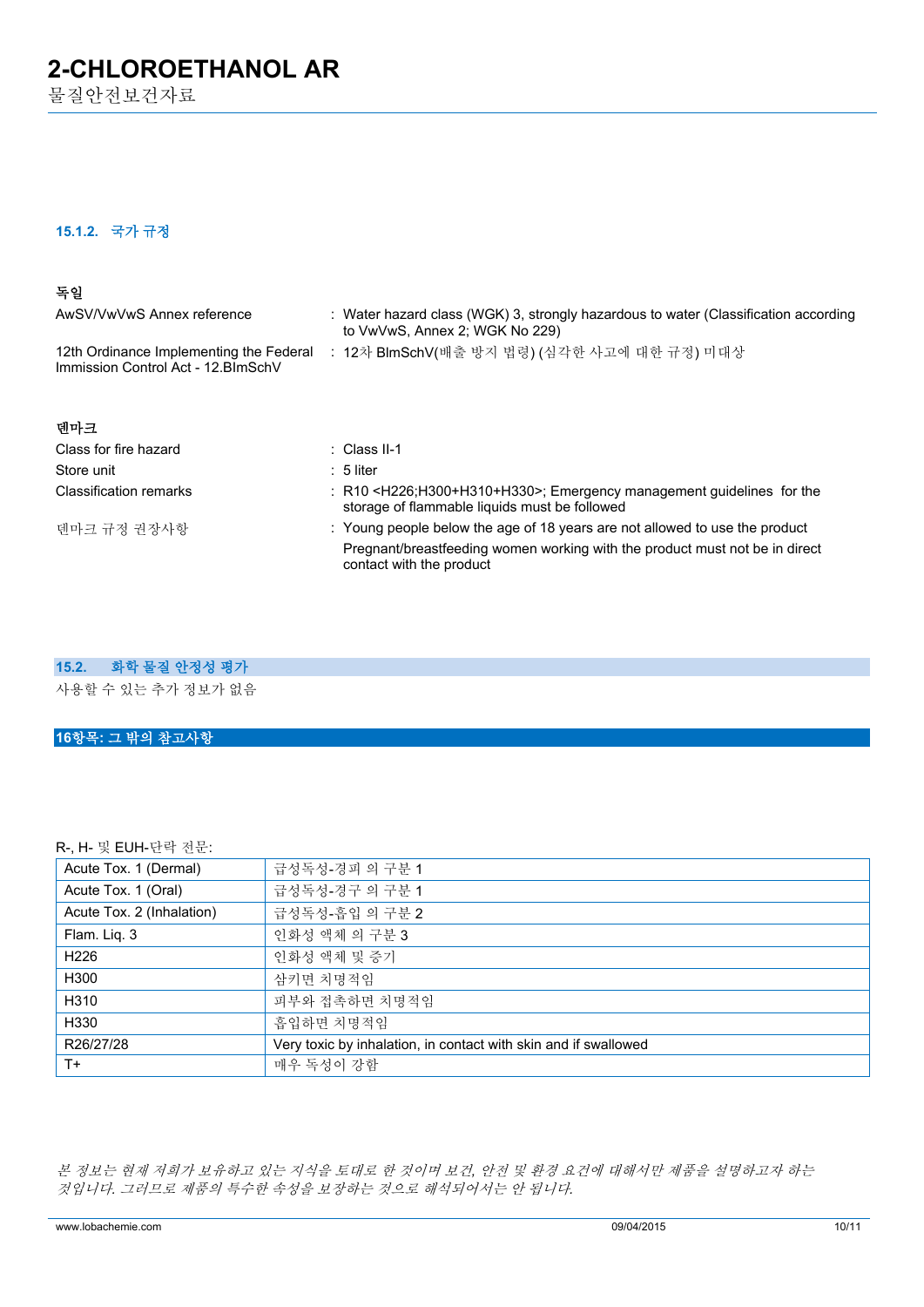### 15.1.2. 국가 규정

**독일**

| | |
|---|---|
| AwSV/VwVwS Annex reference | : Water hazard class (WGK) 3, strongly hazardous to water (Classification according to VwVwS, Annex 2; WGK No 229) |
| 12th Ordinance Implementing the Federal Immission Control Act - 12.BImSchV | : 12차 BImSchV(배출 방지 법령) (심각한 사고에 대한 규정) 미대상 |

**덴마크**

| | |
|---|---|
| Class for fire hazard | : Class II-1 |
| Store unit | : 5 liter |
| Classification remarks | : R10 <H226;H300+H310+H330>; Emergency management guidelines for the storage of flammable liquids must be followed |
| 덴마크 규정 권장사항 | : Young people below the age of 18 years are not allowed to use the product<br>Pregnant/breastfeeding women working with the product must not be in direct contact with the product |

## 15.2. 화학 물질 안정성 평가

사용할 수 있는 추가 정보가 없음

## 16항목: 그 밖의 참고사항

R-, H- 및 EUH-단락 전문:

| | |
|---|---|
| Acute Tox. 1 (Dermal) | 급성독성-경피 의 구분 1 |
| Acute Tox. 1 (Oral) | 급성독성-경구 의 구분 1 |
| Acute Tox. 2 (Inhalation) | 급성독성-흡입 의 구분 2 |
| Flam. Liq. 3 | 인화성 액체 의 구분 3 |
| H226 | 인화성 액체 및 증기 |
| H300 | 삼키면 치명적임 |
| H310 | 피부와 접촉하면 치명적임 |
| H330 | 흡입하면 치명적임 |
| R26/27/28 | Very toxic by inhalation, in contact with skin and if swallowed |
| T+ | 매우 독성이 강함 |

*본 정보는 현재 저희가 보유하고 있는 지식을 토대로 한 것이며 보건, 안전 및 환경 요건에 대해서만 제품을 설명하고자 하는 것입니다. 그러므로 제품의 특수한 속성을 보장하는 것으로 해석되어서는 안 됩니다.*